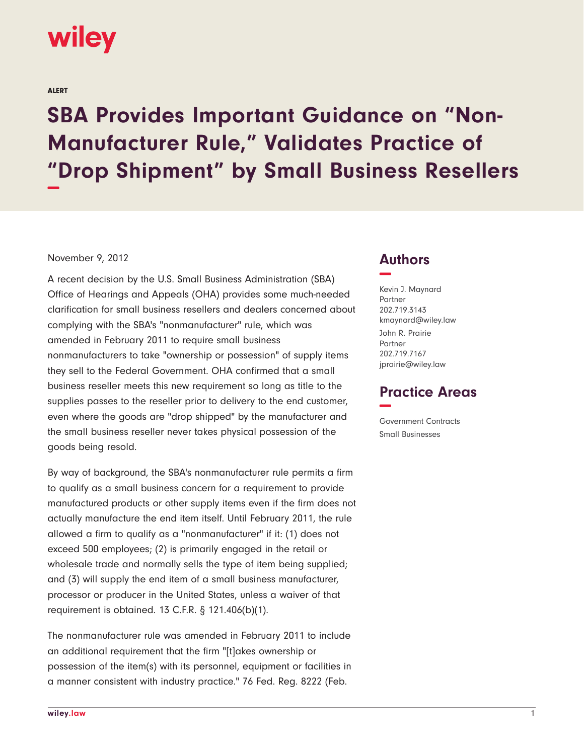wiley

ALERT

# SBA Provides Important Guidance on "Non-Manufacturer Rule," Validates Practice of "Drop Shipment" by Small Business Resellers

November 9, 2012

A recent decision by the U.S. Small Business Administration (SBA) Office of Hearings and Appeals (OHA) provides some much-needed clarification for small business resellers and dealers concerned about complying with the SBA's "nonmanufacturer" rule, which was amended in February 2011 to require small business nonmanufacturers to take "ownership or possession" of supply items they sell to the Federal Government. OHA confirmed that a small business reseller meets this new requirement so long as title to the supplies passes to the reseller prior to delivery to the end customer, even where the goods are "drop shipped" by the manufacturer and the small business reseller never takes physical possession of the goods being resold.

By way of background, the SBA's nonmanufacturer rule permits a firm to qualify as a small business concern for a requirement to provide manufactured products or other supply items even if the firm does not actually manufacture the end item itself. Until February 2011, the rule allowed a firm to qualify as a "nonmanufacturer" if it: (1) does not exceed 500 employees; (2) is primarily engaged in the retail or wholesale trade and normally sells the type of item being supplied; and (3) will supply the end item of a small business manufacturer, processor or producer in the United States, unless a waiver of that requirement is obtained. 13 C.F.R. § 121.406(b)(1).

The nonmanufacturer rule was amended in February 2011 to include an additional requirement that the firm "[t]akes ownership or possession of the item(s) with its personnel, equipment or facilities in a manner consistent with industry practice." 76 Fed. Reg. 8222 (Feb.

## Authors

Kevin J. Maynard
Partner
202.719.3143
kmaynard@wiley.law

John R. Prairie
Partner
202.719.7167
jprairie@wiley.law

## Practice Areas

Government Contracts
Small Businesses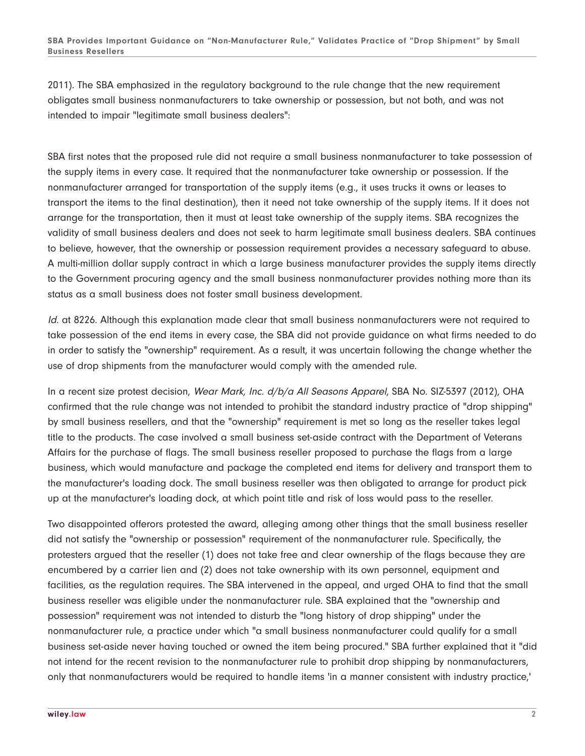2011). The SBA emphasized in the regulatory background to the rule change that the new requirement obligates small business nonmanufacturers to take ownership or possession, but not both, and was not intended to impair "legitimate small business dealers":

SBA first notes that the proposed rule did not require a small business nonmanufacturer to take possession of the supply items in every case. It required that the nonmanufacturer take ownership or possession. If the nonmanufacturer arranged for transportation of the supply items (e.g., it uses trucks it owns or leases to transport the items to the final destination), then it need not take ownership of the supply items. If it does not arrange for the transportation, then it must at least take ownership of the supply items. SBA recognizes the validity of small business dealers and does not seek to harm legitimate small business dealers. SBA continues to believe, however, that the ownership or possession requirement provides a necessary safeguard to abuse. A multi-million dollar supply contract in which a large business manufacturer provides the supply items directly to the Government procuring agency and the small business nonmanufacturer provides nothing more than its status as a small business does not foster small business development.

*Id.* at 8226. Although this explanation made clear that small business nonmanufacturers were not required to take possession of the end items in every case, the SBA did not provide guidance on what firms needed to do in order to satisfy the "ownership" requirement. As a result, it was uncertain following the change whether the use of drop shipments from the manufacturer would comply with the amended rule.

In a recent size protest decision, *Wear Mark, Inc. d/b/a All Seasons Apparel*, SBA No. SIZ-5397 (2012), OHA confirmed that the rule change was not intended to prohibit the standard industry practice of "drop shipping" by small business resellers, and that the "ownership" requirement is met so long as the reseller takes legal title to the products. The case involved a small business set-aside contract with the Department of Veterans Affairs for the purchase of flags. The small business reseller proposed to purchase the flags from a large business, which would manufacture and package the completed end items for delivery and transport them to the manufacturer's loading dock. The small business reseller was then obligated to arrange for product pick up at the manufacturer's loading dock, at which point title and risk of loss would pass to the reseller.

Two disappointed offerors protested the award, alleging among other things that the small business reseller did not satisfy the "ownership or possession" requirement of the nonmanufacturer rule. Specifically, the protesters argued that the reseller (1) does not take free and clear ownership of the flags because they are encumbered by a carrier lien and (2) does not take ownership with its own personnel, equipment and facilities, as the regulation requires. The SBA intervened in the appeal, and urged OHA to find that the small business reseller was eligible under the nonmanufacturer rule. SBA explained that the "ownership and possession" requirement was not intended to disturb the "long history of drop shipping" under the nonmanufacturer rule, a practice under which "a small business nonmanufacturer could qualify for a small business set-aside never having touched or owned the item being procured." SBA further explained that it "did not intend for the recent revision to the nonmanufacturer rule to prohibit drop shipping by nonmanufacturers, only that nonmanufacturers would be required to handle items 'in a manner consistent with industry practice,'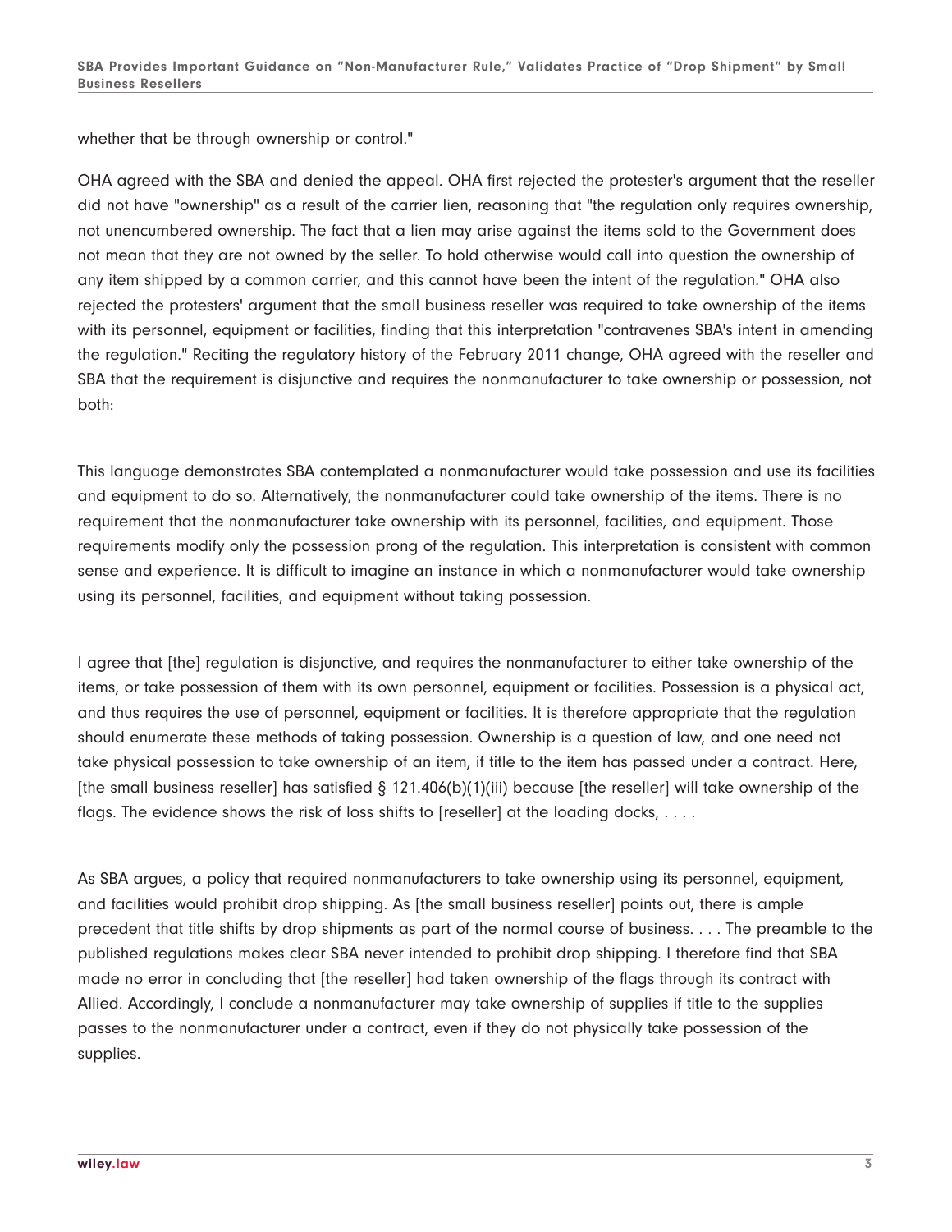whether that be through ownership or control."

OHA agreed with the SBA and denied the appeal. OHA first rejected the protester's argument that the reseller did not have "ownership" as a result of the carrier lien, reasoning that "the regulation only requires ownership, not unencumbered ownership. The fact that a lien may arise against the items sold to the Government does not mean that they are not owned by the seller. To hold otherwise would call into question the ownership of any item shipped by a common carrier, and this cannot have been the intent of the regulation." OHA also rejected the protesters' argument that the small business reseller was required to take ownership of the items with its personnel, equipment or facilities, finding that this interpretation "contravenes SBA's intent in amending the regulation." Reciting the regulatory history of the February 2011 change, OHA agreed with the reseller and SBA that the requirement is disjunctive and requires the nonmanufacturer to take ownership or possession, not both:

This language demonstrates SBA contemplated a nonmanufacturer would take possession and use its facilities and equipment to do so. Alternatively, the nonmanufacturer could take ownership of the items. There is no requirement that the nonmanufacturer take ownership with its personnel, facilities, and equipment. Those requirements modify only the possession prong of the regulation. This interpretation is consistent with common sense and experience. It is difficult to imagine an instance in which a nonmanufacturer would take ownership using its personnel, facilities, and equipment without taking possession.

I agree that [the] regulation is disjunctive, and requires the nonmanufacturer to either take ownership of the items, or take possession of them with its own personnel, equipment or facilities. Possession is a physical act, and thus requires the use of personnel, equipment or facilities. It is therefore appropriate that the regulation should enumerate these methods of taking possession. Ownership is a question of law, and one need not take physical possession to take ownership of an item, if title to the item has passed under a contract. Here, [the small business reseller] has satisfied § 121.406(b)(1)(iii) because [the reseller] will take ownership of the flags. The evidence shows the risk of loss shifts to [reseller] at the loading docks, . . . .

As SBA argues, a policy that required nonmanufacturers to take ownership using its personnel, equipment, and facilities would prohibit drop shipping. As [the small business reseller] points out, there is ample precedent that title shifts by drop shipments as part of the normal course of business. . . . The preamble to the published regulations makes clear SBA never intended to prohibit drop shipping. I therefore find that SBA made no error in concluding that [the reseller] had taken ownership of the flags through its contract with Allied. Accordingly, I conclude a nonmanufacturer may take ownership of supplies if title to the supplies passes to the nonmanufacturer under a contract, even if they do not physically take possession of the supplies.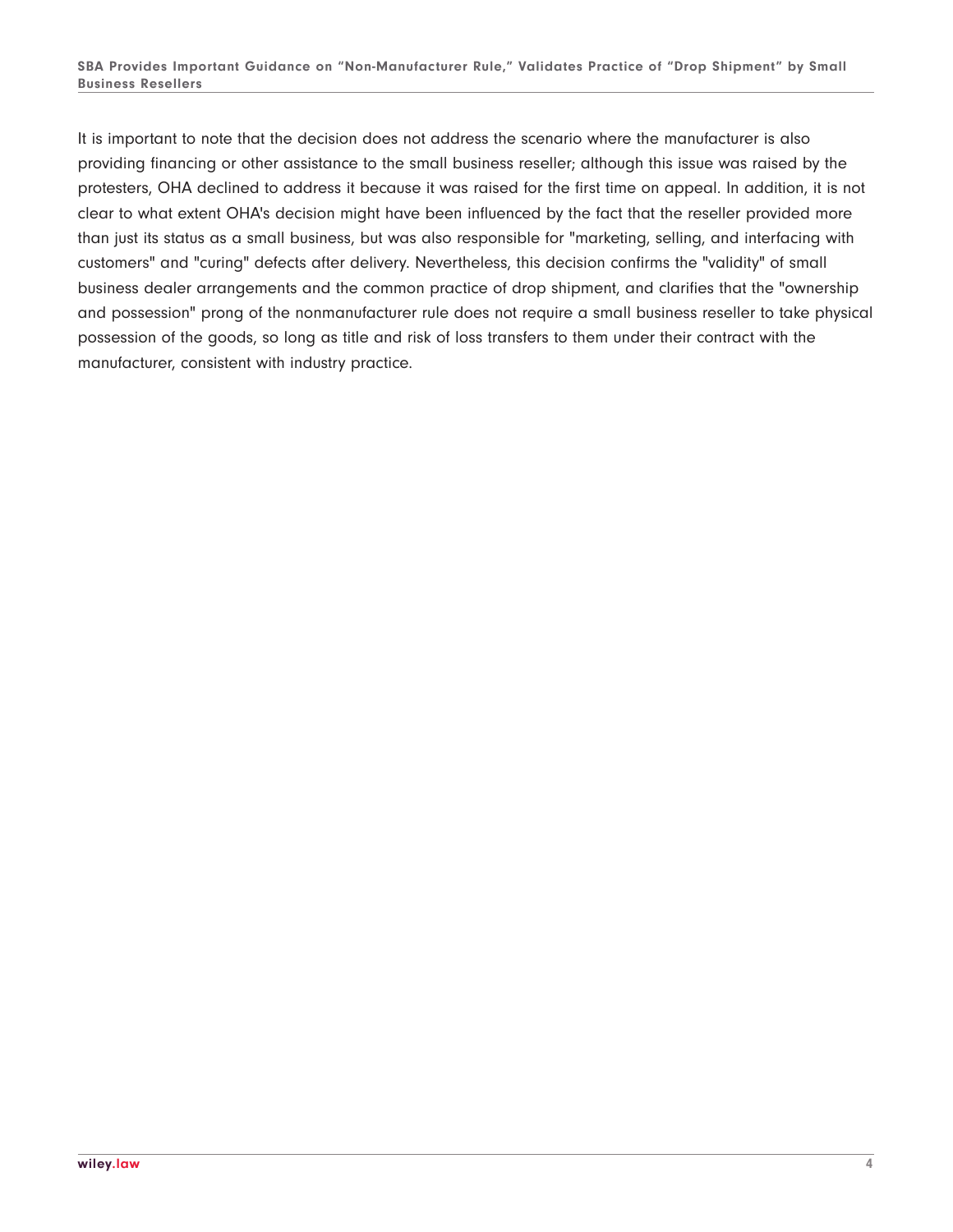It is important to note that the decision does not address the scenario where the manufacturer is also providing financing or other assistance to the small business reseller; although this issue was raised by the protesters, OHA declined to address it because it was raised for the first time on appeal. In addition, it is not clear to what extent OHA's decision might have been influenced by the fact that the reseller provided more than just its status as a small business, but was also responsible for "marketing, selling, and interfacing with customers" and "curing" defects after delivery. Nevertheless, this decision confirms the "validity" of small business dealer arrangements and the common practice of drop shipment, and clarifies that the "ownership and possession" prong of the nonmanufacturer rule does not require a small business reseller to take physical possession of the goods, so long as title and risk of loss transfers to them under their contract with the manufacturer, consistent with industry practice.